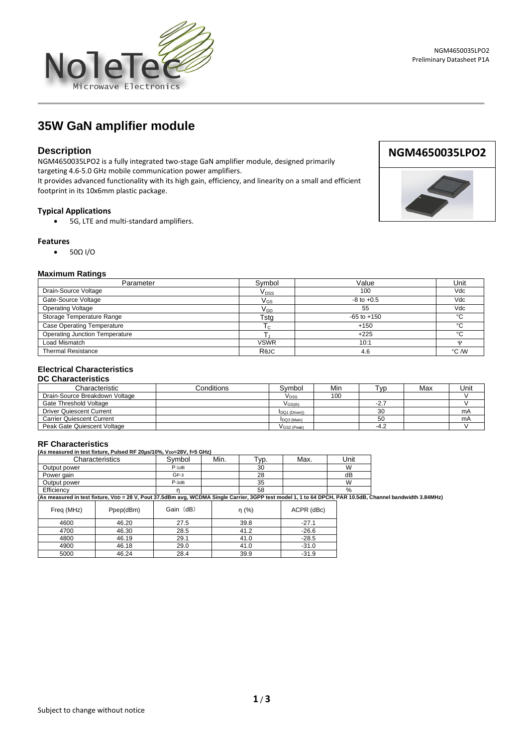# 35W GaN amplifier module

## Description

NGM4650035LPO2 is a fully integrated two-stage GaN amplifier module, designed primarily targeting 4.6-5.0 GHz mobile communication power amplifiers.
It provides advanced functionality with its high gain, efficiency, and linearity on a small and efficient footprint in its 10x6mm plastic package.

**NGM4650035LPO2**

### Typical Applications

- 5G, LTE and multi-standard amplifiers.

### Features

- 50Ω I/O

### Maximum Ratings

| Parameter | Symbol | Value | Unit |
|---|---|---|---|
| Drain-Source Voltage | $V_{DSS}$ | 100 | Vdc |
| Gate-Source Voltage | $V_{GS}$ | -8 to +0.5 | Vdc |
| Operating Voltage | $V_{DD}$ | 55 | Vdc |
| Storage Temperature Range | Tstg | -65 to +150 | °C |
| Case Operating Temperature | $T_C$ | +150 | °C |
| Operating Junction Temperature | $T_J$ | +225 | °C |
| Load Mismatch | VSWR | 10:1 | Ψ |
| Thermal Resistance | RθJC | 4.6 | °C /W |

### Electrical Characteristics

#### DC Characteristics

| Characteristic | Conditions | Symbol | Min | Typ | Max | Unit |
|---|---|---|---|---|---|---|
| Drain-Source Breakdown Voltage | | $V_{DSS}$ | 100 | | | V |
| Gate Threshold Voltage | | $V_{GS(th)}$ | | -2.7 | | V |
| Driver Quiescent Current | | $I_{DQ1 (Driver)}$ | | 30 | | mA |
| Carrier Quiescent Current | | $I_{DQ3 (Main)}$ | | 50 | | mA |
| Peak Gate Quiescent Voltage | | $V_{GS2 (Peak)}$ | | -4.2 | | V |

### RF Characteristics

**(As measured in test fixture, Pulsed RF 20μs/10%, $V_{DD}$=28V, f=5 GHz)**

| Characteristics | Symbol | Min. | Typ. | Max. | Unit |
|---|---|---|---|---|---|
| Output power | $P_{-1dB}$ | | 30 | | W |
| Power gain | $G_{P-3}$ | | 28 | | dB |
| Output power | $P_{-3dB}$ | | 35 | | W |
| Efficiency | η | | 58 | | % |

**(As measured in test fixture, $V_{DD}$ = 28 V, Pout 37.5dBm avg, WCDMA Single Carrier, 3GPP test model 1, 1 to 64 DPCH, PAR 10.5dB, Channel bandwidth 3.84MHz)**

| Freq (MHz) | Ppep(dBm) | Gain（dB） | η (%) | ACPR (dBc) |
|---|---|---|---|---|
| 4600 | 46.20 | 27.5 | 39.8 | -27.1 |
| 4700 | 46.30 | 28.5 | 41.2 | -26.6 |
| 4800 | 46.19 | 29.1 | 41.0 | -28.5 |
| 4900 | 46.18 | 29.0 | 41.0 | -31.0 |
| 5000 | 46.24 | 28.4 | 39.9 | -31.9 |

Subject to change without notice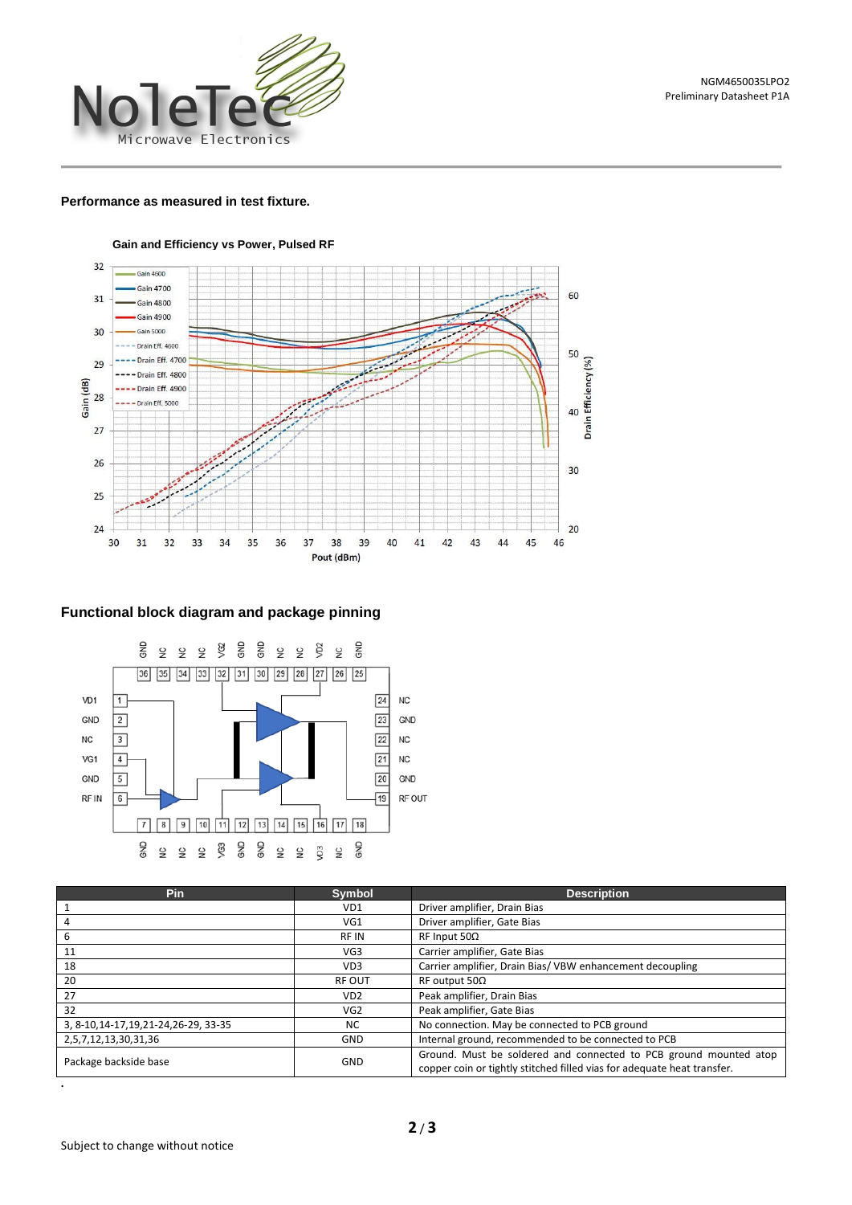## Performance as measured in test fixture.

**Gain and Efficiency vs Power, Pulsed RF**

## Functional block diagram and package pinning

| Pin | Symbol | Description |
|---|---|---|
| 1 | VD1 | Driver amplifier, Drain Bias |
| 4 | VG1 | Driver amplifier, Gate Bias |
| 6 | RF IN | RF Input 50Ω |
| 11 | VG3 | Carrier amplifier, Gate Bias |
| 18 | VD3 | Carrier amplifier, Drain Bias/ VBW enhancement decoupling |
| 20 | RF OUT | RF output 50Ω |
| 27 | VD2 | Peak amplifier, Drain Bias |
| 32 | VG2 | Peak amplifier, Gate Bias |
| 3, 8-10,14-17,19,21-24,26-29, 33-35 | NC | No connection. May be connected to PCB ground |
| 2,5,7,12,13,30,31,36 | GND | Internal ground, recommended to be connected to PCB |
| Package backside base | GND | Ground. Must be soldered and connected to PCB ground mounted atop copper coin or tightly stitched filled vias for adequate heat transfer. |

Subject to change without notice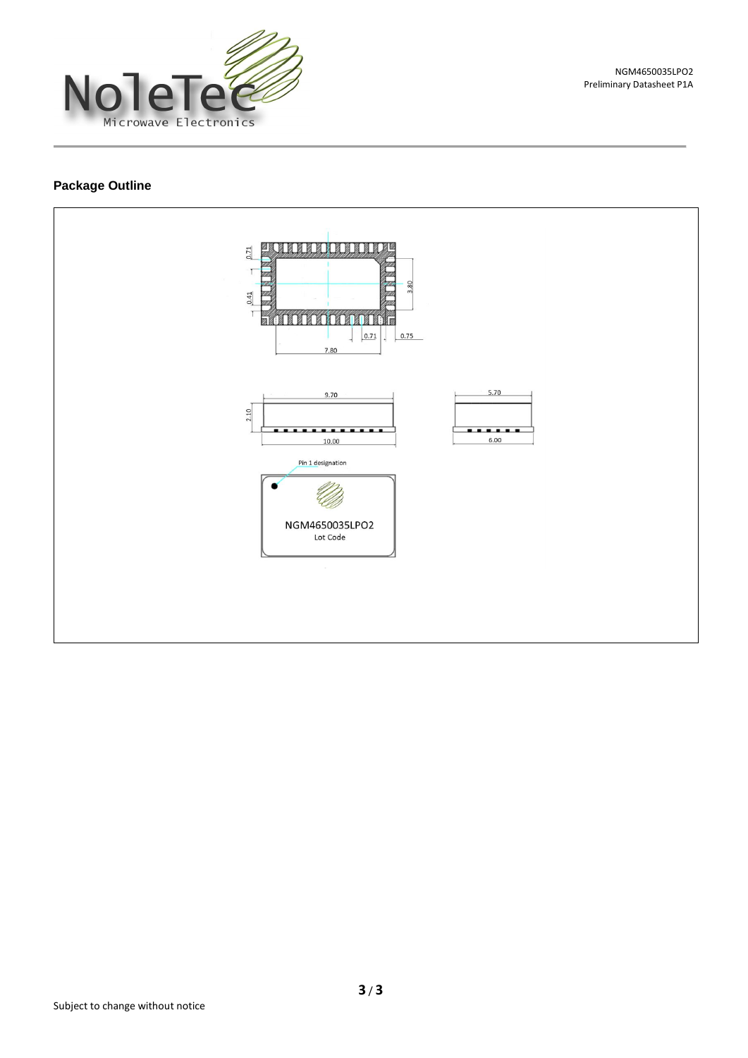## Package Outline

0.71
0.41
3.80
0.71
0.75
7.80

9.70
2.10
10.00

5.70
6.00

Pin 1 designation

NGM4650035LPO2
Lot Code

Subject to change without notice